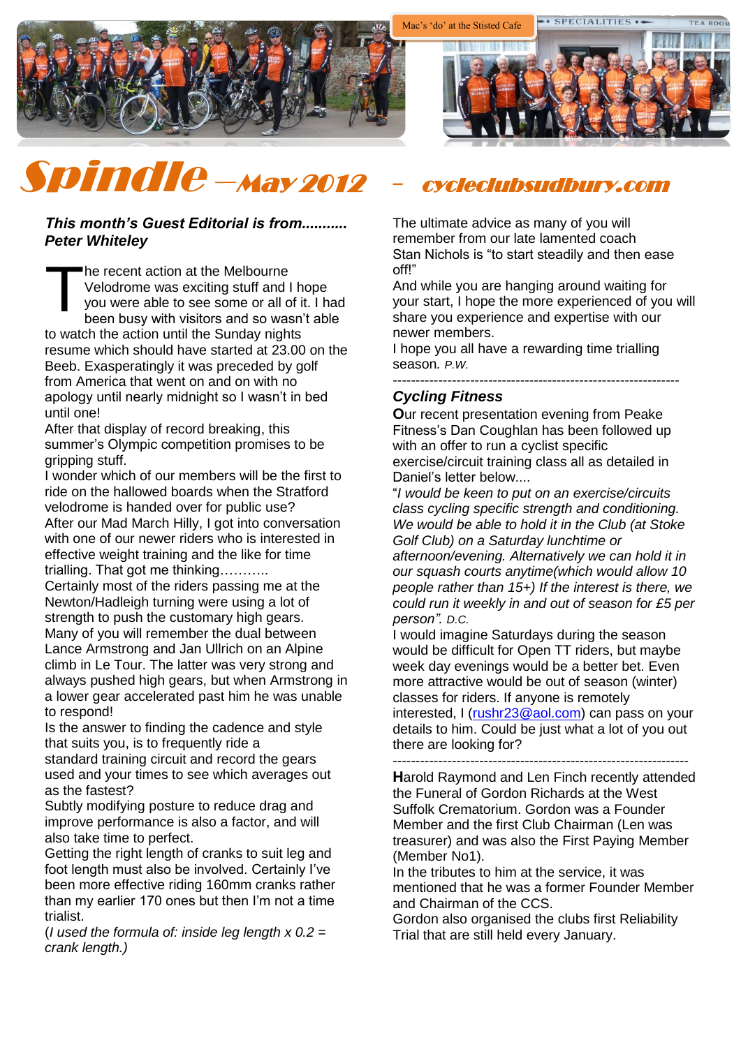Mac's 'do' at the Stisted Cafe

# Spindle – May 2012 – cycleclubsudbury.com

***This month's Guest Editorial is from........... Peter Whiteley***

The recent action at the Melbourne Velodrome was exciting stuff and I hope you were able to see some or all of it. I had been busy with visitors and so wasn't able to watch the action until the Sunday nights resume which should have started at 23.00 on the Beeb. Exasperatingly it was preceded by golf from America that went on and on with no apology until nearly midnight so I wasn't in bed until one!

After that display of record breaking, this summer's Olympic competition promises to be gripping stuff.

I wonder which of our members will be the first to ride on the hallowed boards when the Stratford velodrome is handed over for public use?

After our Mad March Hilly, I got into conversation with one of our newer riders who is interested in effective weight training and the like for time trialling. That got me thinking………..

Certainly most of the riders passing me at the Newton/Hadleigh turning were using a lot of strength to push the customary high gears.

Many of you will remember the dual between Lance Armstrong and Jan Ullrich on an Alpine climb in Le Tour. The latter was very strong and always pushed high gears, but when Armstrong in a lower gear accelerated past him he was unable to respond!

Is the answer to finding the cadence and style that suits you, is to frequently ride a standard training circuit and record the gears used and your times to see which averages out as the fastest?

Subtly modifying posture to reduce drag and improve performance is also a factor, and will also take time to perfect.

Getting the right length of cranks to suit leg and foot length must also be involved. Certainly I've been more effective riding 160mm cranks rather than my earlier 170 ones but then I'm not a time trialist.

(*I used the formula of: inside leg length x 0.2 = crank length.)*

The ultimate advice as many of you will remember from our late lamented coach Stan Nichols is "to start steadily and then ease off!"

And while you are hanging around waiting for your start, I hope the more experienced of you will share you experience and expertise with our newer members.

I hope you all have a rewarding time trialling season. *P.W.*

---

## *Cycling Fitness*

**O**ur recent presentation evening from Peake Fitness's Dan Coughlan has been followed up with an offer to run a cyclist specific exercise/circuit training class all as detailed in Daniel's letter below....

"*I would be keen to put on an exercise/circuits class cycling specific strength and conditioning. We would be able to hold it in the Club (at Stoke Golf Club) on a Saturday lunchtime or afternoon/evening. Alternatively we can hold it in our squash courts anytime(which would allow 10 people rather than 15+) If the interest is there, we could run it weekly in and out of season for £5 per person". D.C.*

I would imagine Saturdays during the season would be difficult for Open TT riders, but maybe week day evenings would be a better bet. Even more attractive would be out of season (winter) classes for riders. If anyone is remotely interested, I (rushr23@aol.com) can pass on your details to him. Could be just what a lot of you out there are looking for?

---

**H**arold Raymond and Len Finch recently attended the Funeral of Gordon Richards at the West Suffolk Crematorium. Gordon was a Founder Member and the first Club Chairman (Len was treasurer) and was also the First Paying Member (Member No1).

In the tributes to him at the service, it was mentioned that he was a former Founder Member and Chairman of the CCS.

Gordon also organised the clubs first Reliability Trial that are still held every January.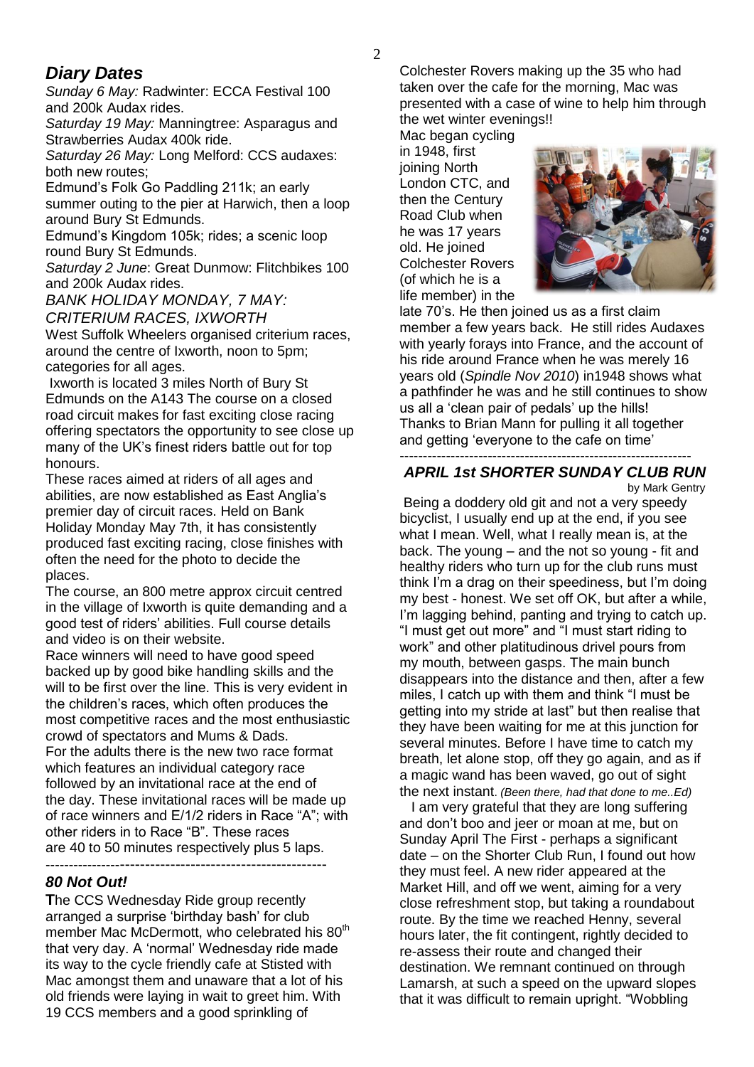## *Diary Dates*

*Sunday 6 May:* Radwinter: ECCA Festival 100 and 200k Audax rides.

*Saturday 19 May:* Manningtree: Asparagus and Strawberries Audax 400k ride.

*Saturday 26 May:* Long Melford: CCS audaxes: both new routes;

Edmund's Folk Go Paddling 211k; an early summer outing to the pier at Harwich, then a loop around Bury St Edmunds.

Edmund's Kingdom 105k; rides; a scenic loop round Bury St Edmunds.

*Saturday 2 June*: Great Dunmow: Flitchbikes 100 and 200k Audax rides.

### *BANK HOLIDAY MONDAY, 7 MAY: CRITERIUM RACES, IXWORTH*

West Suffolk Wheelers organised criterium races, around the centre of Ixworth, noon to 5pm; categories for all ages.

Ixworth is located 3 miles North of Bury St Edmunds on the A143 The course on a closed road circuit makes for fast exciting close racing offering spectators the opportunity to see close up many of the UK's finest riders battle out for top honours.

These races aimed at riders of all ages and abilities, are now established as East Anglia's premier day of circuit races. Held on Bank Holiday Monday May 7th, it has consistently produced fast exciting racing, close finishes with often the need for the photo to decide the places.

The course, an 800 metre approx circuit centred in the village of Ixworth is quite demanding and a good test of riders' abilities. Full course details and video is on their website.

Race winners will need to have good speed backed up by good bike handling skills and the will to be first over the line. This is very evident in the children's races, which often produces the most competitive races and the most enthusiastic crowd of spectators and Mums & Dads.

For the adults there is the new two race format which features an individual category race followed by an invitational race at the end of the day. These invitational races will be made up of race winners and E/1/2 riders in Race "A"; with other riders in to Race "B". These races are 40 to 50 minutes respectively plus 5 laps.

---

## *80 Not Out!*

**T**he CCS Wednesday Ride group recently arranged a surprise 'birthday bash' for club member Mac McDermott, who celebrated his 80th that very day. A 'normal' Wednesday ride made its way to the cycle friendly cafe at Stisted with Mac amongst them and unaware that a lot of his old friends were laying in wait to greet him. With 19 CCS members and a good sprinkling of Colchester Rovers making up the 35 who had taken over the cafe for the morning, Mac was presented with a case of wine to help him through the wet winter evenings!!

Mac began cycling in 1948, first joining North London CTC, and then the Century Road Club when he was 17 years old. He joined Colchester Rovers (of which he is a life member) in the late 70's. He then joined us as a first claim member a few years back. He still rides Audaxes with yearly forays into France, and the account of his ride around France when he was merely 16 years old (*Spindle Nov 2010*) in1948 shows what a pathfinder he was and he still continues to show us all a 'clean pair of pedals' up the hills!

Thanks to Brian Mann for pulling it all together and getting 'everyone to the cafe on time'

---

## *APRIL 1st SHORTER SUNDAY CLUB RUN*

by Mark Gentry

Being a doddery old git and not a very speedy bicyclist, I usually end up at the end, if you see what I mean. Well, what I really mean is, at the back. The young – and the not so young - fit and healthy riders who turn up for the club runs must think I'm a drag on their speediness, but I'm doing my best - honest. We set off OK, but after a while, I'm lagging behind, panting and trying to catch up. "I must get out more" and "I must start riding to work" and other platitudinous drivel pours from my mouth, between gasps. The main bunch disappears into the distance and then, after a few miles, I catch up with them and think "I must be getting into my stride at last" but then realise that they have been waiting for me at this junction for several minutes. Before I have time to catch my breath, let alone stop, off they go again, and as if a magic wand has been waved, go out of sight the next instant. *(Been there, had that done to me..Ed)*

I am very grateful that they are long suffering and don't boo and jeer or moan at me, but on Sunday April The First - perhaps a significant date – on the Shorter Club Run, I found out how they must feel. A new rider appeared at the Market Hill, and off we went, aiming for a very close refreshment stop, but taking a roundabout route. By the time we reached Henny, several hours later, the fit contingent, rightly decided to re-assess their route and changed their destination. We remnant continued on through Lamarsh, at such a speed on the upward slopes that it was difficult to remain upright. "Wobbling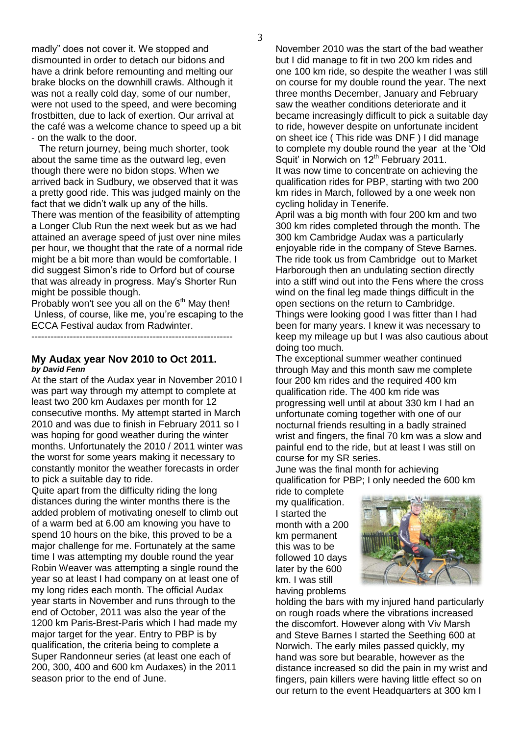madly" does not cover it. We stopped and dismounted in order to detach our bidons and have a drink before remounting and melting our brake blocks on the downhill crawls. Although it was not a really cold day, some of our number, were not used to the speed, and were becoming frostbitten, due to lack of exertion. Our arrival at the café was a welcome chance to speed up a bit - on the walk to the door.

The return journey, being much shorter, took about the same time as the outward leg, even though there were no bidon stops. When we arrived back in Sudbury, we observed that it was a pretty good ride. This was judged mainly on the fact that we didn't walk up any of the hills. There was mention of the feasibility of attempting a Longer Club Run the next week but as we had attained an average speed of just over nine miles per hour, we thought that the rate of a normal ride might be a bit more than would be comfortable. I did suggest Simon's ride to Orford but of course that was already in progress. May's Shorter Run might be possible though.

Probably won't see you all on the 6th May then! Unless, of course, like me, you're escaping to the ECCA Festival audax from Radwinter.

---

## My Audax year Nov 2010 to Oct 2011.

***by David Fenn***

At the start of the Audax year in November 2010 I was part way through my attempt to complete at least two 200 km Audaxes per month for 12 consecutive months. My attempt started in March 2010 and was due to finish in February 2011 so I was hoping for good weather during the winter months. Unfortunately the 2010 / 2011 winter was the worst for some years making it necessary to constantly monitor the weather forecasts in order to pick a suitable day to ride.

Quite apart from the difficulty riding the long distances during the winter months there is the added problem of motivating oneself to climb out of a warm bed at 6.00 am knowing you have to spend 10 hours on the bike, this proved to be a major challenge for me. Fortunately at the same time I was attempting my double round the year Robin Weaver was attempting a single round the year so at least I had company on at least one of my long rides each month. The official Audax year starts in November and runs through to the end of October, 2011 was also the year of the 1200 km Paris-Brest-Paris which I had made my major target for the year. Entry to PBP is by qualification, the criteria being to complete a Super Randonneur series (at least one each of 200, 300, 400 and 600 km Audaxes) in the 2011 season prior to the end of June.

November 2010 was the start of the bad weather but I did manage to fit in two 200 km rides and one 100 km ride, so despite the weather I was still on course for my double round the year. The next three months December, January and February saw the weather conditions deteriorate and it became increasingly difficult to pick a suitable day to ride, however despite on unfortunate incident on sheet ice ( This ride was DNF ) I did manage to complete my double round the year at the 'Old Squit' in Norwich on 12th February 2011.

It was now time to concentrate on achieving the qualification rides for PBP, starting with two 200 km rides in March, followed by a one week non cycling holiday in Tenerife.

April was a big month with four 200 km and two 300 km rides completed through the month. The 300 km Cambridge Audax was a particularly enjoyable ride in the company of Steve Barnes. The ride took us from Cambridge out to Market Harborough then an undulating section directly into a stiff wind out into the Fens where the cross wind on the final leg made things difficult in the open sections on the return to Cambridge. Things were looking good I was fitter than I had been for many years. I knew it was necessary to keep my mileage up but I was also cautious about doing too much.

The exceptional summer weather continued through May and this month saw me complete four 200 km rides and the required 400 km qualification ride. The 400 km ride was progressing well until at about 330 km I had an unfortunate coming together with one of our nocturnal friends resulting in a badly strained wrist and fingers, the final 70 km was a slow and painful end to the ride, but at least I was still on course for my SR series.

June was the final month for achieving qualification for PBP; I only needed the 600 km ride to complete my qualification. I started the month with a 200 km permanent this was to be followed 10 days later by the 600 km. I was still having problems holding the bars with my injured hand particularly on rough roads where the vibrations increased the discomfort. However along with Viv Marsh and Steve Barnes I started the Seething 600 at Norwich. The early miles passed quickly, my hand was sore but bearable, however as the distance increased so did the pain in my wrist and fingers, pain killers were having little effect so on our return to the event Headquarters at 300 km I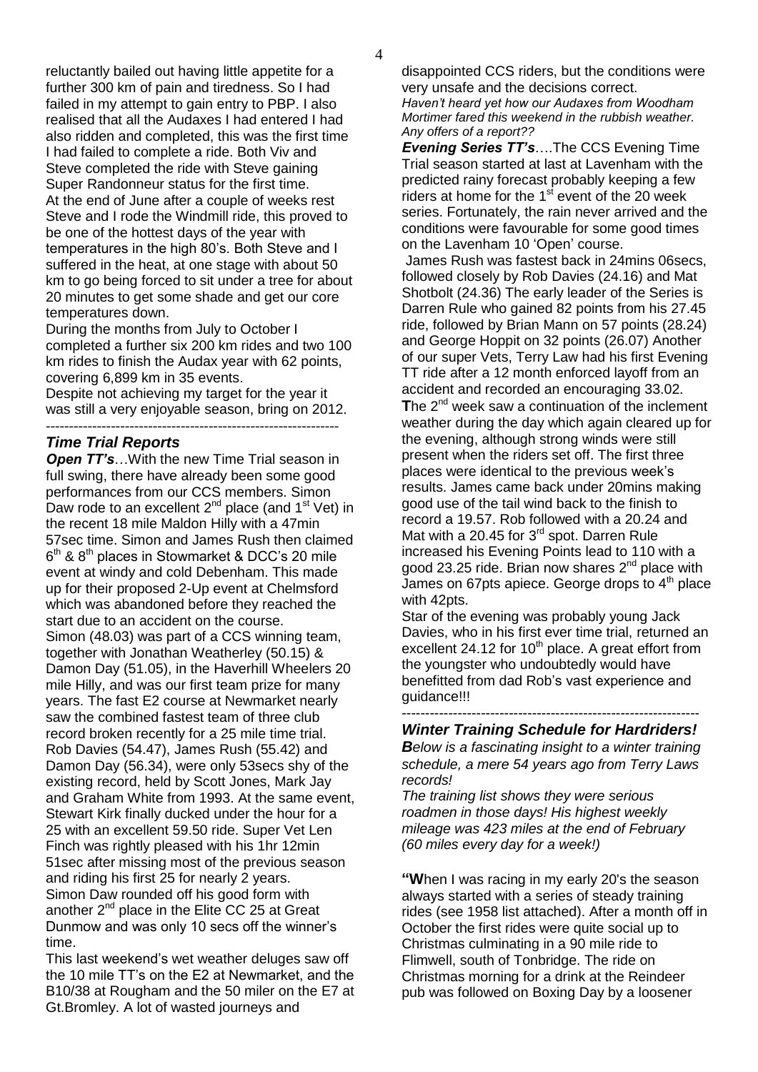reluctantly bailed out having little appetite for a further 300 km of pain and tiredness. So I had failed in my attempt to gain entry to PBP. I also realised that all the Audaxes I had entered I had also ridden and completed, this was the first time I had failed to complete a ride. Both Viv and Steve completed the ride with Steve gaining Super Randonneur status for the first time.

At the end of June after a couple of weeks rest Steve and I rode the Windmill ride, this proved to be one of the hottest days of the year with temperatures in the high 80's. Both Steve and I suffered in the heat, at one stage with about 50 km to go being forced to sit under a tree for about 20 minutes to get some shade and get our core temperatures down.

During the months from July to October I completed a further six 200 km rides and two 100 km rides to finish the Audax year with 62 points, covering 6,899 km in 35 events.

Despite not achieving my target for the year it was still a very enjoyable season, bring on 2012.

---

## *Time Trial Reports*

***Open TT's***…With the new Time Trial season in full swing, there have already been some good performances from our CCS members. Simon Daw rode to an excellent 2nd place (and 1st Vet) in the recent 18 mile Maldon Hilly with a 47min 57sec time. Simon and James Rush then claimed 6th & 8th places in Stowmarket & DCC's 20 mile event at windy and cold Debenham. This made up for their proposed 2-Up event at Chelmsford which was abandoned before they reached the start due to an accident on the course.

Simon (48.03) was part of a CCS winning team, together with Jonathan Weatherley (50.15) & Damon Day (51.05), in the Haverhill Wheelers 20 mile Hilly, and was our first team prize for many years. The fast E2 course at Newmarket nearly saw the combined fastest team of three club record broken recently for a 25 mile time trial. Rob Davies (54.47), James Rush (55.42) and Damon Day (56.34), were only 53secs shy of the existing record, held by Scott Jones, Mark Jay and Graham White from 1993. At the same event, Stewart Kirk finally ducked under the hour for a 25 with an excellent 59.50 ride. Super Vet Len Finch was rightly pleased with his 1hr 12min 51sec after missing most of the previous season and riding his first 25 for nearly 2 years.

Simon Daw rounded off his good form with another 2nd place in the Elite CC 25 at Great Dunmow and was only 10 secs off the winner's time.

This last weekend's wet weather deluges saw off the 10 mile TT's on the E2 at Newmarket, and the B10/38 at Rougham and the 50 miler on the E7 at Gt.Bromley. A lot of wasted journeys and disappointed CCS riders, but the conditions were very unsafe and the decisions correct.

*Haven't heard yet how our Audaxes from Woodham Mortimer fared this weekend in the rubbish weather. Any offers of a report??*

***Evening Series TT's***….The CCS Evening Time Trial season started at last at Lavenham with the predicted rainy forecast probably keeping a few riders at home for the 1st event of the 20 week series. Fortunately, the rain never arrived and the conditions were favourable for some good times on the Lavenham 10 'Open' course.

James Rush was fastest back in 24mins 06secs, followed closely by Rob Davies (24.16) and Mat Shotbolt (24.36) The early leader of the Series is Darren Rule who gained 82 points from his 27.45 ride, followed by Brian Mann on 57 points (28.24) and George Hoppit on 32 points (26.07) Another of our super Vets, Terry Law had his first Evening TT ride after a 12 month enforced layoff from an accident and recorded an encouraging 33.02.

**T**he 2nd week saw a continuation of the inclement weather during the day which again cleared up for the evening, although strong winds were still present when the riders set off. The first three places were identical to the previous week's results. James came back under 20mins making good use of the tail wind back to the finish to record a 19.57. Rob followed with a 20.24 and Mat with a 20.45 for 3rd spot. Darren Rule increased his Evening Points lead to 110 with a good 23.25 ride. Brian now shares 2nd place with James on 67pts apiece. George drops to 4th place with 42pts.

Star of the evening was probably young Jack Davies, who in his first ever time trial, returned an excellent 24.12 for 10th place. A great effort from the youngster who undoubtedly would have benefitted from dad Rob's vast experience and guidance!!!

---

## *Winter Training Schedule for Hardriders!*

***B****elow is a fascinating insight to a winter training schedule, a mere 54 years ago from Terry Laws records!*

*The training list shows they were serious roadmen in those days! His highest weekly mileage was 423 miles at the end of February (60 miles every day for a week!)*

**"W**hen I was racing in my early 20's the season always started with a series of steady training rides (see 1958 list attached). After a month off in October the first rides were quite social up to Christmas culminating in a 90 mile ride to Flimwell, south of Tonbridge. The ride on Christmas morning for a drink at the Reindeer pub was followed on Boxing Day by a loosener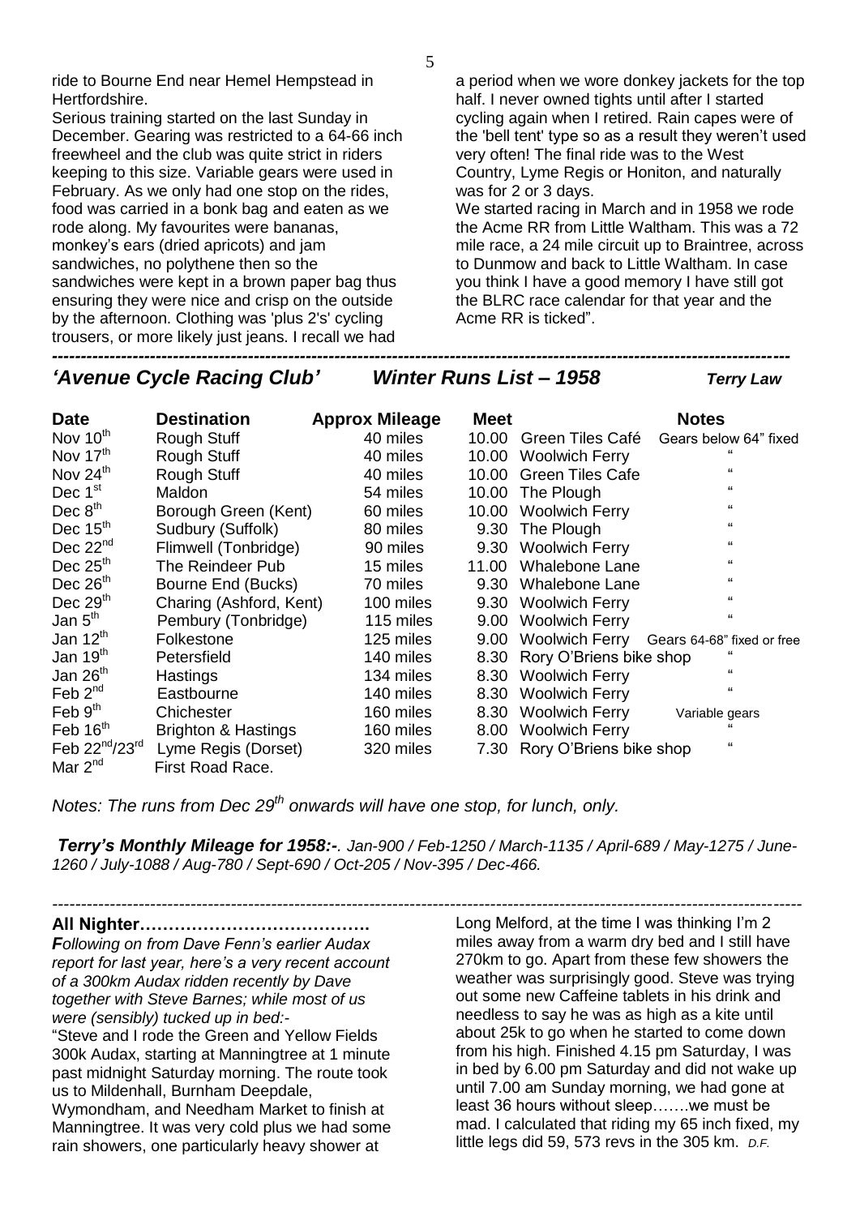ride to Bourne End near Hemel Hempstead in Hertfordshire.

Serious training started on the last Sunday in December. Gearing was restricted to a 64-66 inch freewheel and the club was quite strict in riders keeping to this size. Variable gears were used in February. As we only had one stop on the rides, food was carried in a bonk bag and eaten as we rode along. My favourites were bananas, monkey's ears (dried apricots) and jam sandwiches, no polythene then so the sandwiches were kept in a brown paper bag thus ensuring they were nice and crisp on the outside by the afternoon. Clothing was 'plus 2's' cycling trousers, or more likely just jeans. I recall we had a period when we wore donkey jackets for the top half. I never owned tights until after I started cycling again when I retired. Rain capes were of the 'bell tent' type so as a result they weren't used very often! The final ride was to the West Country, Lyme Regis or Honiton, and naturally was for 2 or 3 days.

We started racing in March and in 1958 we rode the Acme RR from Little Waltham. This was a 72 mile race, a 24 mile circuit up to Braintree, across to Dunmow and back to Little Waltham. In case you think I have a good memory I have still got the BLRC race calendar for that year and the Acme RR is ticked".

---

## *'Avenue Cycle Racing Club'* *Winter Runs List – 1958* *Terry Law*

| Date | Destination | Approx Mileage | Meet | | Notes |
|---|---|---|---|---|---|
| Nov 10th | Rough Stuff | 40 miles | 10.00 | Green Tiles Café | Gears below 64" fixed |
| Nov 17th | Rough Stuff | 40 miles | 10.00 | Woolwich Ferry | " |
| Nov 24th | Rough Stuff | 40 miles | 10.00 | Green Tiles Cafe | " |
| Dec 1st | Maldon | 54 miles | 10.00 | The Plough | " |
| Dec 8th | Borough Green (Kent) | 60 miles | 10.00 | Woolwich Ferry | " |
| Dec 15th | Sudbury (Suffolk) | 80 miles | 9.30 | The Plough | " |
| Dec 22nd | Flimwell (Tonbridge) | 90 miles | 9.30 | Woolwich Ferry | " |
| Dec 25th | The Reindeer Pub | 15 miles | 11.00 | Whalebone Lane | " |
| Dec 26th | Bourne End (Bucks) | 70 miles | 9.30 | Whalebone Lane | " |
| Dec 29th | Charing (Ashford, Kent) | 100 miles | 9.30 | Woolwich Ferry | " |
| Jan 5th | Pembury (Tonbridge) | 115 miles | 9.00 | Woolwich Ferry | " |
| Jan 12th | Folkestone | 125 miles | 9.00 | Woolwich Ferry | Gears 64-68" fixed or free |
| Jan 19th | Petersfield | 140 miles | 8.30 | Rory O'Briens bike shop | " |
| Jan 26th | Hastings | 134 miles | 8.30 | Woolwich Ferry | " |
| Feb 2nd | Eastbourne | 140 miles | 8.30 | Woolwich Ferry | " |
| Feb 9th | Chichester | 160 miles | 8.30 | Woolwich Ferry | Variable gears |
| Feb 16th | Brighton & Hastings | 160 miles | 8.00 | Woolwich Ferry | " |
| Feb 22nd/23rd | Lyme Regis (Dorset) | 320 miles | 7.30 | Rory O'Briens bike shop | " |
| Mar 2nd | First Road Race. | | | | |

*Notes: The runs from Dec 29th onwards will have one stop, for lunch, only.*

***Terry's Monthly Mileage for 1958:-**. Jan-900 / Feb-1250 / March-1135 / April-689 / May-1275 / June-1260 / July-1088 / Aug-780 / Sept-690 / Oct-205 / Nov-395 / Dec-466.*

---

**All Nighter………………………………….**

***F**ollowing on from Dave Fenn's earlier Audax report for last year, here's a very recent account of a 300km Audax ridden recently by Dave together with Steve Barnes; while most of us were (sensibly) tucked up in bed:-*

"Steve and I rode the Green and Yellow Fields 300k Audax, starting at Manningtree at 1 minute past midnight Saturday morning. The route took us to Mildenhall, Burnham Deepdale, Wymondham, and Needham Market to finish at Manningtree. It was very cold plus we had some rain showers, one particularly heavy shower at Long Melford, at the time I was thinking I'm 2 miles away from a warm dry bed and I still have 270km to go. Apart from these few showers the weather was surprisingly good. Steve was trying out some new Caffeine tablets in his drink and needless to say he was as high as a kite until about 25k to go when he started to come down from his high. Finished 4.15 pm Saturday, I was in bed by 6.00 pm Saturday and did not wake up until 7.00 am Sunday morning, we had gone at least 36 hours without sleep…….we must be mad. I calculated that riding my 65 inch fixed, my little legs did 59, 573 revs in the 305 km. *D.F.*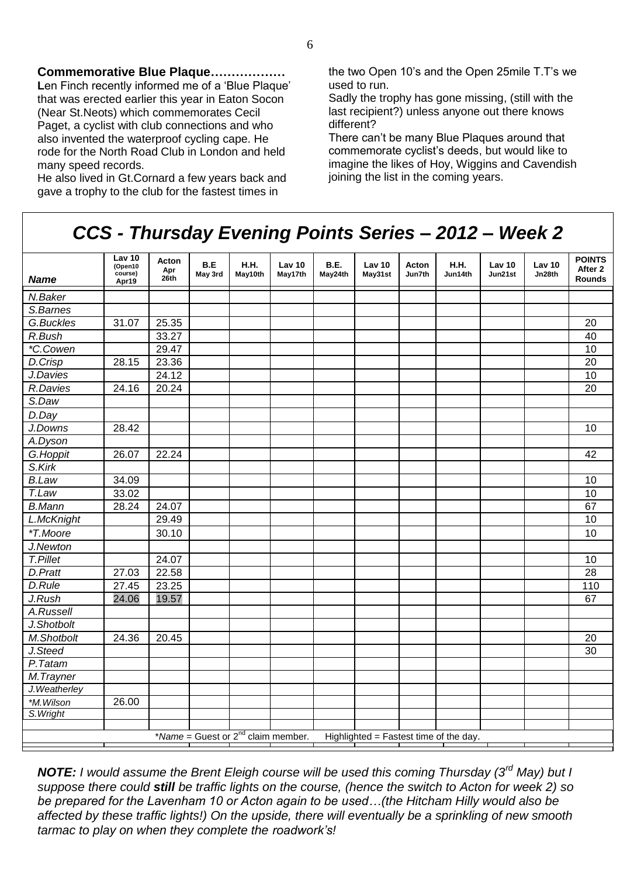**Commemorative Blue Plaque………………**

**L**en Finch recently informed me of a 'Blue Plaque' that was erected earlier this year in Eaton Socon (Near St.Neots) which commemorates Cecil Paget, a cyclist with club connections and who also invented the waterproof cycling cape. He rode for the North Road Club in London and held many speed records.

He also lived in Gt.Cornard a few years back and gave a trophy to the club for the fastest times in the two Open 10's and the Open 25mile T.T's we used to run.

Sadly the trophy has gone missing, (still with the last recipient?) unless anyone out there knows different?

There can't be many Blue Plaques around that commemorate cyclist's deeds, but would like to imagine the likes of Hoy, Wiggins and Cavendish joining the list in the coming years.

## *CCS - Thursday Evening Points Series – 2012 – Week 2*

| *Name* | Lav 10 (Open10 course) Apr19 | Acton Apr 26th | B.E May 3rd | H.H. May10th | Lav 10 May17th | B.E. May24th | Lav 10 May31st | Acton Jun7th | H.H. Jun14th | Lav 10 Jun21st | Lav 10 Jn28th | POINTS After 2 Rounds |
|---|---|---|---|---|---|---|---|---|---|---|---|---|
| *N.Baker* | | | | | | | | | | | | |
| *S.Barnes* | | | | | | | | | | | | |
| *G.Buckles* | 31.07 | 25.35 | | | | | | | | | | 20 |
| *R.Bush* | | 33.27 | | | | | | | | | | 40 |
| *\*C.Cowen* | | 29.47 | | | | | | | | | | 10 |
| *D.Crisp* | 28.15 | 23.36 | | | | | | | | | | 20 |
| *J.Davies* | | 24.12 | | | | | | | | | | 10 |
| *R.Davies* | 24.16 | 20.24 | | | | | | | | | | 20 |
| *S.Daw* | | | | | | | | | | | | |
| *D.Day* | | | | | | | | | | | | |
| *J.Downs* | 28.42 | | | | | | | | | | | 10 |
| *A.Dyson* | | | | | | | | | | | | |
| *G.Hoppit* | 26.07 | 22.24 | | | | | | | | | | 42 |
| *S.Kirk* | | | | | | | | | | | | |
| *B.Law* | 34.09 | | | | | | | | | | | 10 |
| *T.Law* | 33.02 | | | | | | | | | | | 10 |
| *B.Mann* | 28.24 | 24.07 | | | | | | | | | | 67 |
| *L.McKnight* | | 29.49 | | | | | | | | | | 10 |
| *\*T.Moore* | | 30.10 | | | | | | | | | | 10 |
| *J.Newton* | | | | | | | | | | | | |
| *T.Pillet* | | 24.07 | | | | | | | | | | 10 |
| *D.Pratt* | 27.03 | 22.58 | | | | | | | | | | 28 |
| *D.Rule* | 27.45 | 23.25 | | | | | | | | | | 110 |
| *J.Rush* | 24.06 | 19.57 | | | | | | | | | | 67 |
| *A.Russell* | | | | | | | | | | | | |
| *J.Shotbolt* | | | | | | | | | | | | |
| *M.Shotbolt* | 24.36 | 20.45 | | | | | | | | | | 20 |
| *J.Steed* | | | | | | | | | | | | 30 |
| *P.Tatam* | | | | | | | | | | | | |
| *M.Trayner* | | | | | | | | | | | | |
| *J.Weatherley* | | | | | | | | | | | | |
| *\*M.Wilson* | 26.00 | | | | | | | | | | | |
| *S.Wright* | | | | | | | | | | | | |

\**Name* = Guest or 2nd claim member. Highlighted = Fastest time of the day.

***NOTE:*** *I would assume the Brent Eleigh course will be used this coming Thursday (3rd May) but I suppose there could* ***still*** *be traffic lights on the course, (hence the switch to Acton for week 2) so be prepared for the Lavenham 10 or Acton again to be used…(the Hitcham Hilly would also be affected by these traffic lights!) On the upside, there will eventually be a sprinkling of new smooth tarmac to play on when they complete the roadwork's!*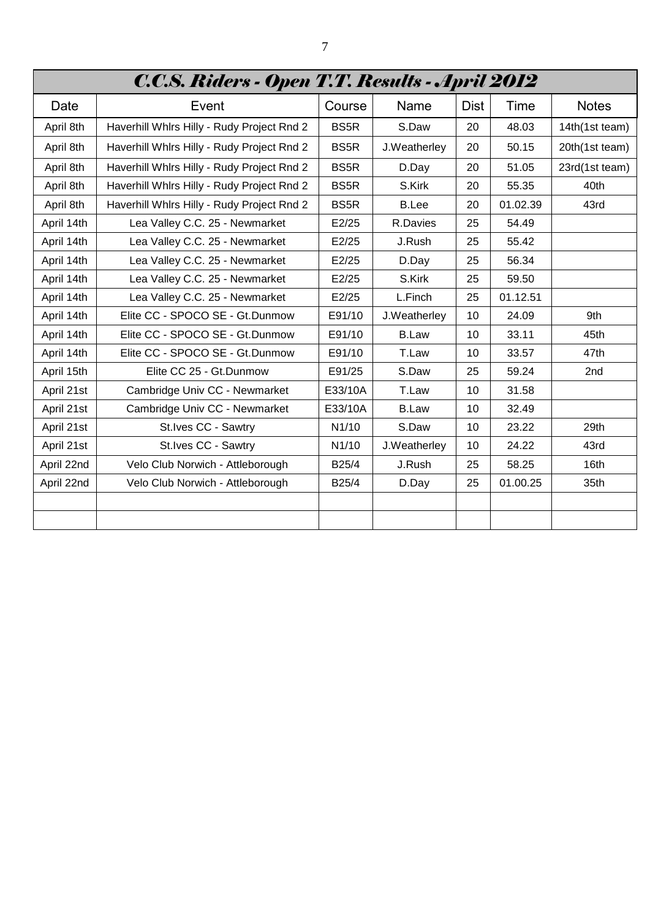## C.C.S. Riders - Open T.T. Results - April 2012

| Date | Event | Course | Name | Dist | Time | Notes |
|---|---|---|---|---|---|---|
| April 8th | Haverhill Whlrs Hilly - Rudy Project Rnd 2 | BS5R | S.Daw | 20 | 48.03 | 14th(1st team) |
| April 8th | Haverhill Whlrs Hilly - Rudy Project Rnd 2 | BS5R | J.Weatherley | 20 | 50.15 | 20th(1st team) |
| April 8th | Haverhill Whlrs Hilly - Rudy Project Rnd 2 | BS5R | D.Day | 20 | 51.05 | 23rd(1st team) |
| April 8th | Haverhill Whlrs Hilly - Rudy Project Rnd 2 | BS5R | S.Kirk | 20 | 55.35 | 40th |
| April 8th | Haverhill Whlrs Hilly - Rudy Project Rnd 2 | BS5R | B.Lee | 20 | 01.02.39 | 43rd |
| April 14th | Lea Valley C.C. 25 - Newmarket | E2/25 | R.Davies | 25 | 54.49 | |
| April 14th | Lea Valley C.C. 25 - Newmarket | E2/25 | J.Rush | 25 | 55.42 | |
| April 14th | Lea Valley C.C. 25 - Newmarket | E2/25 | D.Day | 25 | 56.34 | |
| April 14th | Lea Valley C.C. 25 - Newmarket | E2/25 | S.Kirk | 25 | 59.50 | |
| April 14th | Lea Valley C.C. 25 - Newmarket | E2/25 | L.Finch | 25 | 01.12.51 | |
| April 14th | Elite CC - SPOCO SE - Gt.Dunmow | E91/10 | J.Weatherley | 10 | 24.09 | 9th |
| April 14th | Elite CC - SPOCO SE - Gt.Dunmow | E91/10 | B.Law | 10 | 33.11 | 45th |
| April 14th | Elite CC - SPOCO SE - Gt.Dunmow | E91/10 | T.Law | 10 | 33.57 | 47th |
| April 15th | Elite CC 25 - Gt.Dunmow | E91/25 | S.Daw | 25 | 59.24 | 2nd |
| April 21st | Cambridge Univ CC - Newmarket | E33/10A | T.Law | 10 | 31.58 | |
| April 21st | Cambridge Univ CC - Newmarket | E33/10A | B.Law | 10 | 32.49 | |
| April 21st | St.Ives CC - Sawtry | N1/10 | S.Daw | 10 | 23.22 | 29th |
| April 21st | St.Ives CC - Sawtry | N1/10 | J.Weatherley | 10 | 24.22 | 43rd |
| April 22nd | Velo Club Norwich - Attleborough | B25/4 | J.Rush | 25 | 58.25 | 16th |
| April 22nd | Velo Club Norwich - Attleborough | B25/4 | D.Day | 25 | 01.00.25 | 35th |
| | | | | | | |
| | | | | | | |